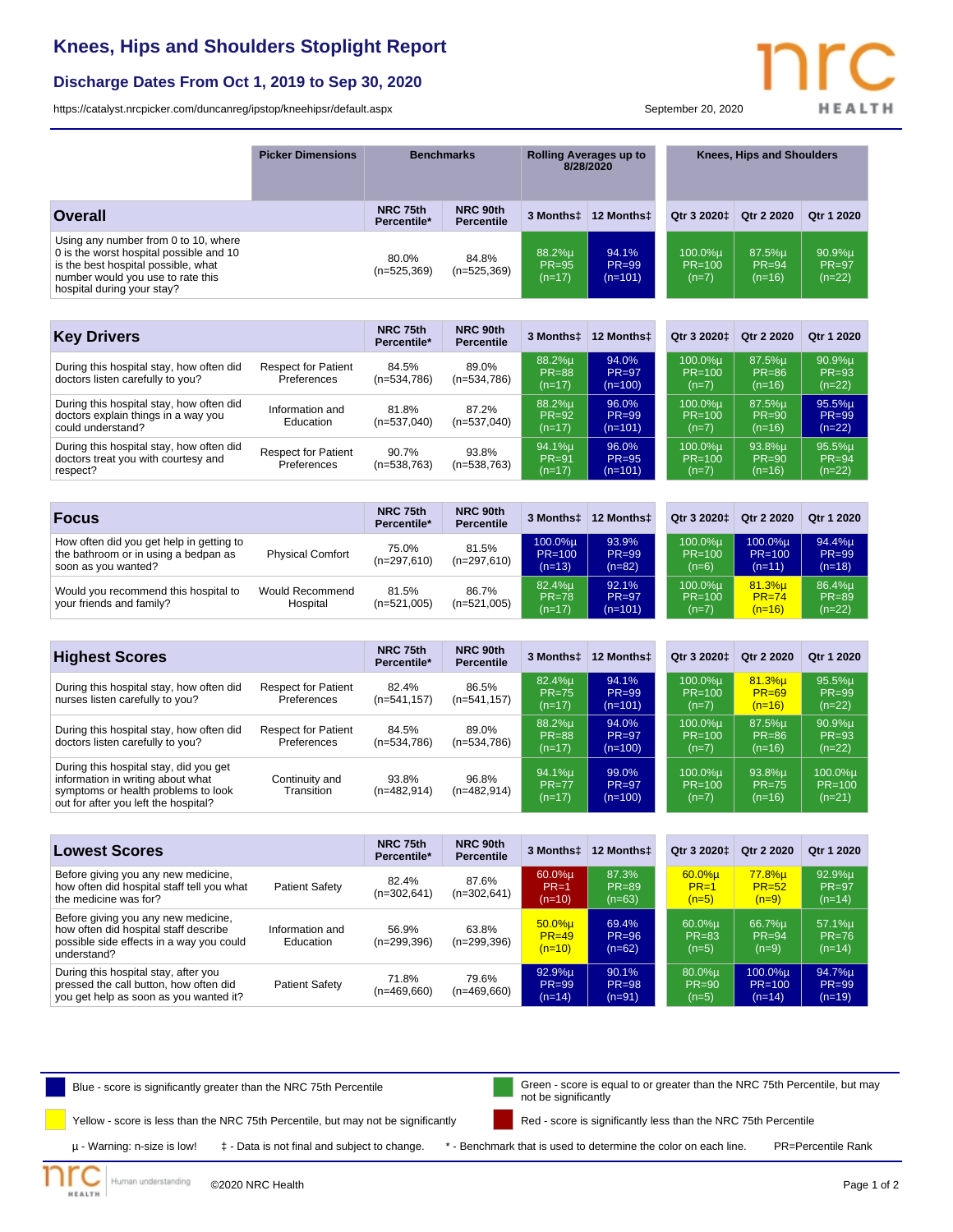# Knees, Hips and Shoulders Stoplight Report

## Discharge Dates From Oct 1, 2019 to Sep 30, 2020

https://catalyst.nrcpicker.com/duncanreg/ipstop/kneehipsr/default.aspx

September 20, 2020

| | Picker Dimensions | Benchmarks | | Rolling Averages up to 8/28/2020 | | Knees, Hips and Shoulders | | |
|---|---|---|---|---|---|---|---|---|
| **Overall** | | NRC 75th Percentile* | NRC 90th Percentile | 3 Months‡ | 12 Months‡ | Qtr 3 2020‡ | Qtr 2 2020 | Qtr 1 2020 |
| Using any number from 0 to 10, where 0 is the worst hospital possible and 10 is the best hospital possible, what number would you use to rate this hospital during your stay? | | 80.0% (n=525,369) | 84.8% (n=525,369) | 88.2%µ PR=95 (n=17) | 94.1%µ PR=99 (n=101) | 100.0%µ PR=100 (n=7) | 87.5%µ PR=94 (n=16) | 90.9%µ PR=97 (n=22) |

| **Key Drivers** | | NRC 75th Percentile* | NRC 90th Percentile | 3 Months‡ | 12 Months‡ | Qtr 3 2020‡ | Qtr 2 2020 | Qtr 1 2020 |
|---|---|---|---|---|---|---|---|---|
| During this hospital stay, how often did doctors listen carefully to you? | Respect for Patient Preferences | 84.5% (n=534,786) | 89.0% (n=534,786) | 88.2%µ PR=88 (n=17) | 94.0% PR=97 (n=100) | 100.0%µ PR=100 (n=7) | 87.5%µ PR=86 (n=16) | 90.9%µ PR=93 (n=22) |
| During this hospital stay, how often did doctors explain things in a way you could understand? | Information and Education | 81.8% (n=537,040) | 87.2% (n=537,040) | 88.2%µ PR=92 (n=17) | 96.0% PR=99 (n=101) | 100.0%µ PR=100 (n=7) | 87.5%µ PR=90 (n=16) | 95.5%µ PR=99 (n=22) |
| During this hospital stay, how often did doctors treat you with courtesy and respect? | Respect for Patient Preferences | 90.7% (n=538,763) | 93.8% (n=538,763) | 94.1%µ PR=91 (n=17) | 96.0% PR=95 (n=101) | 100.0%µ PR=100 (n=7) | 93.8%µ PR=90 (n=16) | 95.5%µ PR=94 (n=22) |

| **Focus** | | NRC 75th Percentile* | NRC 90th Percentile | 3 Months‡ | 12 Months‡ | Qtr 3 2020‡ | Qtr 2 2020 | Qtr 1 2020 |
|---|---|---|---|---|---|---|---|---|
| How often did you get help in getting to the bathroom or in using a bedpan as soon as you wanted? | Physical Comfort | 75.0% (n=297,610) | 81.5% (n=297,610) | 100.0%µ PR=100 (n=13) | 93.9% PR=99 (n=82) | 100.0%µ PR=100 (n=6) | 100.0%µ PR=100 (n=11) | 94.4%µ PR=99 (n=18) |
| Would you recommend this hospital to your friends and family? | Would Recommend Hospital | 81.5% (n=521,005) | 86.7% (n=521,005) | 82.4%µ PR=78 (n=17) | 92.1% PR=97 (n=101) | 100.0%µ PR=100 (n=7) | 81.3%µ PR=74 (n=16) | 86.4%µ PR=89 (n=22) |

| **Highest Scores** | | NRC 75th Percentile* | NRC 90th Percentile | 3 Months‡ | 12 Months‡ | Qtr 3 2020‡ | Qtr 2 2020 | Qtr 1 2020 |
|---|---|---|---|---|---|---|---|---|
| During this hospital stay, how often did nurses listen carefully to you? | Respect for Patient Preferences | 82.4% (n=541,157) | 86.5% (n=541,157) | 82.4%µ PR=75 (n=17) | 94.1% PR=99 (n=101) | 100.0%µ PR=100 (n=7) | 81.3%µ PR=69 (n=16) | 95.5%µ PR=99 (n=22) |
| During this hospital stay, how often did doctors listen carefully to you? | Respect for Patient Preferences | 84.5% (n=534,786) | 89.0% (n=534,786) | 88.2%µ PR=88 (n=17) | 94.0% PR=97 (n=100) | 100.0%µ PR=100 (n=7) | 87.5%µ PR=86 (n=16) | 90.9%µ PR=93 (n=22) |
| During this hospital stay, did you get information in writing about what symptoms or health problems to look out for after you left the hospital? | Continuity and Transition | 93.8% (n=482,914) | 96.8% (n=482,914) | 94.1%µ PR=77 (n=17) | 99.0% PR=97 (n=100) | 100.0%µ PR=100 (n=7) | 93.8%µ PR=75 (n=16) | 100.0%µ PR=100 (n=21) |

| **Lowest Scores** | | NRC 75th Percentile* | NRC 90th Percentile | 3 Months‡ | 12 Months‡ | Qtr 3 2020‡ | Qtr 2 2020 | Qtr 1 2020 |
|---|---|---|---|---|---|---|---|---|
| Before giving you any new medicine, how often did hospital staff tell you what the medicine was for? | Patient Safety | 82.4% (n=302,641) | 87.6% (n=302,641) | 60.0%µ PR=1 (n=10) | 87.3% PR=89 (n=63) | 60.0%µ PR=1 (n=5) | 77.8%µ PR=52 (n=9) | 92.9%µ PR=97 (n=14) |
| Before giving you any new medicine, how often did hospital staff describe possible side effects in a way you could understand? | Information and Education | 56.9% (n=299,396) | 63.8% (n=299,396) | 50.0%µ PR=49 (n=10) | 69.4% PR=96 (n=62) | 60.0%µ PR=83 (n=5) | 66.7%µ PR=94 (n=9) | 57.1%µ PR=76 (n=14) |
| During this hospital stay, after you pressed the call button, how often did you get help as soon as you wanted it? | Patient Safety | 71.8% (n=469,660) | 79.6% (n=469,660) | 92.9%µ PR=99 (n=14) | 90.1% PR=98 (n=91) | 80.0%µ PR=90 (n=5) | 100.0%µ PR=100 (n=14) | 94.7%µ PR=99 (n=19) |

- Blue - score is significantly greater than the NRC 75th Percentile
- Green - score is equal to or greater than the NRC 75th Percentile, but may not be significantly
- Yellow - score is less than the NRC 75th Percentile, but may not be significantly
- Red - score is significantly less than the NRC 75th Percentile

µ - Warning: n-size is low! ‡ - Data is not final and subject to change. * - Benchmark that is used to determine the color on each line. PR=Percentile Rank

©2020 NRC Health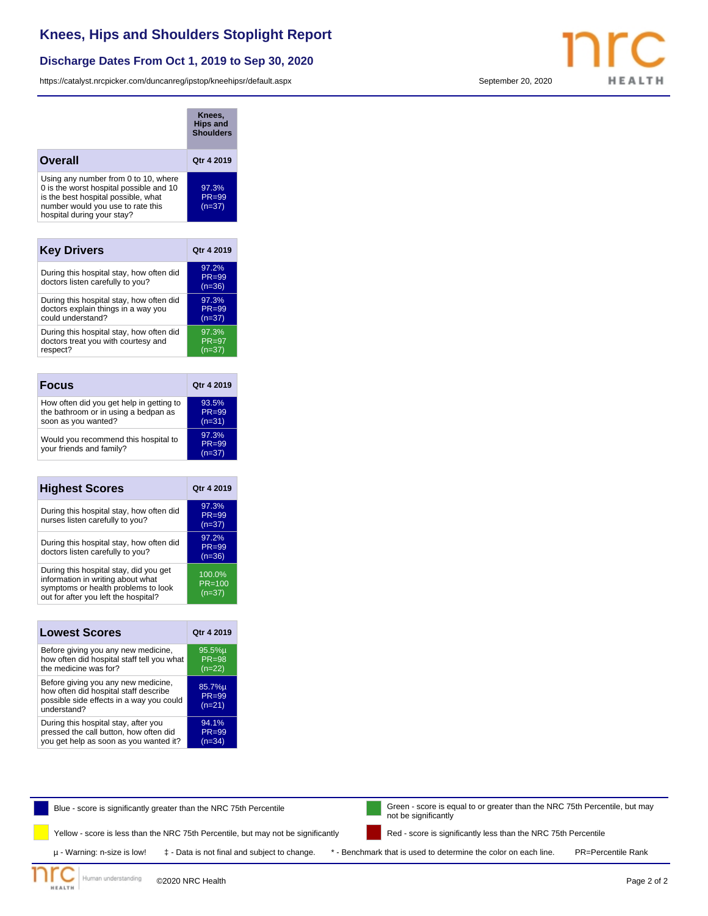# Knees, Hips and Shoulders Stoplight Report

## Discharge Dates From Oct 1, 2019 to Sep 30, 2020

https://catalyst.nrcpicker.com/duncanreg/ipstop/kneehipsr/default.aspx

September 20, 2020

| | Knees, Hips and Shoulders |
|---|---|
| **Overall** | **Qtr 4 2019** |
| Using any number from 0 to 10, where 0 is the worst hospital possible and 10 is the best hospital possible, what number would you use to rate this hospital during your stay? | 97.3% PR=99 (n=37) |

| **Key Drivers** | **Qtr 4 2019** |
|---|---|
| During this hospital stay, how often did doctors listen carefully to you? | 97.2% PR=99 (n=36) |
| During this hospital stay, how often did doctors explain things in a way you could understand? | 97.3% PR=99 (n=37) |
| During this hospital stay, how often did doctors treat you with courtesy and respect? | 97.3% PR=97 (n=37) |

| **Focus** | **Qtr 4 2019** |
|---|---|
| How often did you get help in getting to the bathroom or in using a bedpan as soon as you wanted? | 93.5% PR=99 (n=31) |
| Would you recommend this hospital to your friends and family? | 97.3% PR=99 (n=37) |

| **Highest Scores** | **Qtr 4 2019** |
|---|---|
| During this hospital stay, how often did nurses listen carefully to you? | 97.3% PR=99 (n=37) |
| During this hospital stay, how often did doctors listen carefully to you? | 97.2% PR=99 (n=36) |
| During this hospital stay, did you get information in writing about what symptoms or health problems to look out for after you left the hospital? | 100.0% PR=100 (n=37) |

| **Lowest Scores** | **Qtr 4 2019** |
|---|---|
| Before giving you any new medicine, how often did hospital staff tell you what the medicine was for? | 95.5%µ PR=98 (n=22) |
| Before giving you any new medicine, how often did hospital staff describe possible side effects in a way you could understand? | 85.7%µ PR=99 (n=21) |
| During this hospital stay, after you pressed the call button, how often did you get help as soon as you wanted it? | 94.1% PR=99 (n=34) |

Blue - score is significantly greater than the NRC 75th Percentile

Green - score is equal to or greater than the NRC 75th Percentile, but may not be significantly

Yellow - score is less than the NRC 75th Percentile, but may not be significantly

Red - score is significantly less than the NRC 75th Percentile

µ - Warning: n-size is low! ‡ - Data is not final and subject to change. * - Benchmark that is used to determine the color on each line. PR=Percentile Rank

©2020 NRC Health